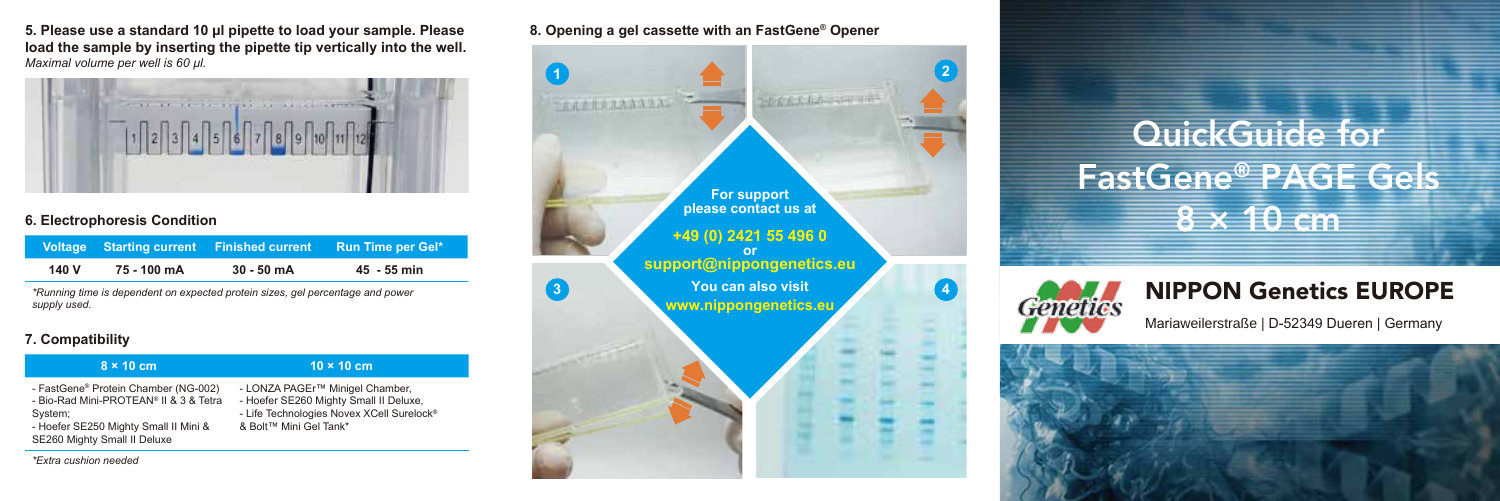**5. Please use a standard 10 µl pipette to load your sample. Please load the sample by inserting the pipette tip vertically into the well.**
*Maximal volume per well is 60 µl.*

## 6. Electrophoresis Condition

| Voltage | Starting current | Finished current | Run Time per Gel* |
|---|---|---|---|
| 140 V | 75 - 100 mA | 30 - 50 mA | 45 - 55 min |

*\*Running time is dependent on expected protein sizes, gel percentage and power supply used.*

## 7. Compatibility

| 8 × 10 cm | 10 × 10 cm |
|---|---|
| - FastGene® Protein Chamber (NG-002)<br>- Bio-Rad Mini-PROTEAN® II & 3 & Tetra System;<br>- Hoefer SE250 Mighty Small II Mini & SE260 Mighty Small II Deluxe | - LONZA PAGEr™ Minigel Chamber,<br>- Hoefer SE260 Mighty Small II Deluxe,<br>- Life Technologies Novex XCell Surelock® & Bolt™ Mini Gel Tank* |

*\*Extra cushion needed*

## 8. Opening a gel cassette with an FastGene® Opener

1 2 3 4

**For support please contact us at**

**+49 (0) 2421 55 496 0**
**or**
**support@nippongenetics.eu**

**You can also visit**
**www.nippongenetics.eu**

# QuickGuide for FastGene® PAGE Gels 8 × 10 cm

## NIPPON Genetics EUROPE

Mariaweilerstraße | D-52349 Dueren | Germany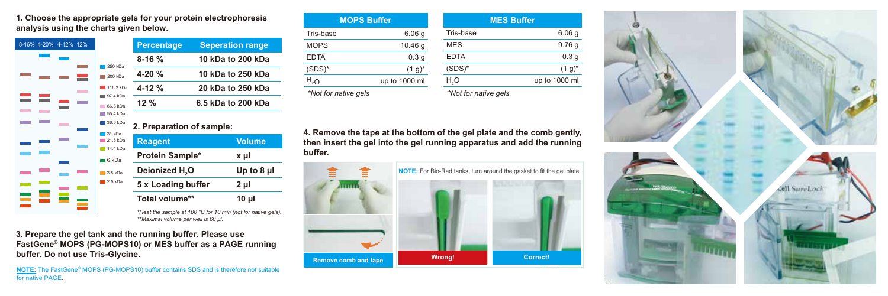**1. Choose the appropriate gels for your protein electrophoresis analysis using the charts given below.**

8-16% 4-20% 4-12% 12%

250 kDa
200 kDa
116.3 kDa
97.4 kDa
66.3 kDa
55.4 kDa
36.5 kDa
31 kDa
21.5 kDa
14.4 kDa
6 kDa
3.5 kDa
2.5 kDa

| Percentage | Seperation range |
|---|---|
| 8-16 % | 10 kDa to 200 kDa |
| 4-20 % | 10 kDa to 250 kDa |
| 4-12 % | 20 kDa to 250 kDa |
| 12 % | 6.5 kDa to 200 kDa |

**2. Preparation of sample:**

| Reagent | Volume |
|---|---|
| Protein Sample* | x µl |
| Deionized $H_2O$ | Up to 8 µl |
| 5 x Loading buffer | 2 µl |
| Total volume** | 10 µl |

*Heat the sample at 100 °C for 10 min (not for native gels).*
*Maximal volume per well is 60 µl.*

**3. Prepare the gel tank and the running buffer. Please use FastGene® MOPS (PG-MOPS10) or MES buffer as a PAGE running buffer. Do not use Tris-Glycine.**

**NOTE:** The FastGene® MOPS (PG-MOPS10) buffer contains SDS and is therefore not suitable for native PAGE.

| MOPS Buffer | |
|---|---|
| Tris-base | 6.06 g |
| MOPS | 10.46 g |
| EDTA | 0.3 g |
| (SDS)* | (1 g)* |
| $H_2O$ | up to 1000 ml |

*Not for native gels*

| MES Buffer | |
|---|---|
| Tris-base | 6.06 g |
| MES | 9.76 g |
| EDTA | 0.3 g |
| (SDS)* | (1 g)* |
| $H_2O$ | up to 1000 ml |

*Not for native gels*

**4. Remove the tape at the bottom of the gel plate and the comb gently, then insert the gel into the gel running apparatus and add the running buffer.**

**NOTE:** For Bio-Rad tanks, turn around the gasket to fit the gel plate

Remove comb and tape

Wrong!

Correct!